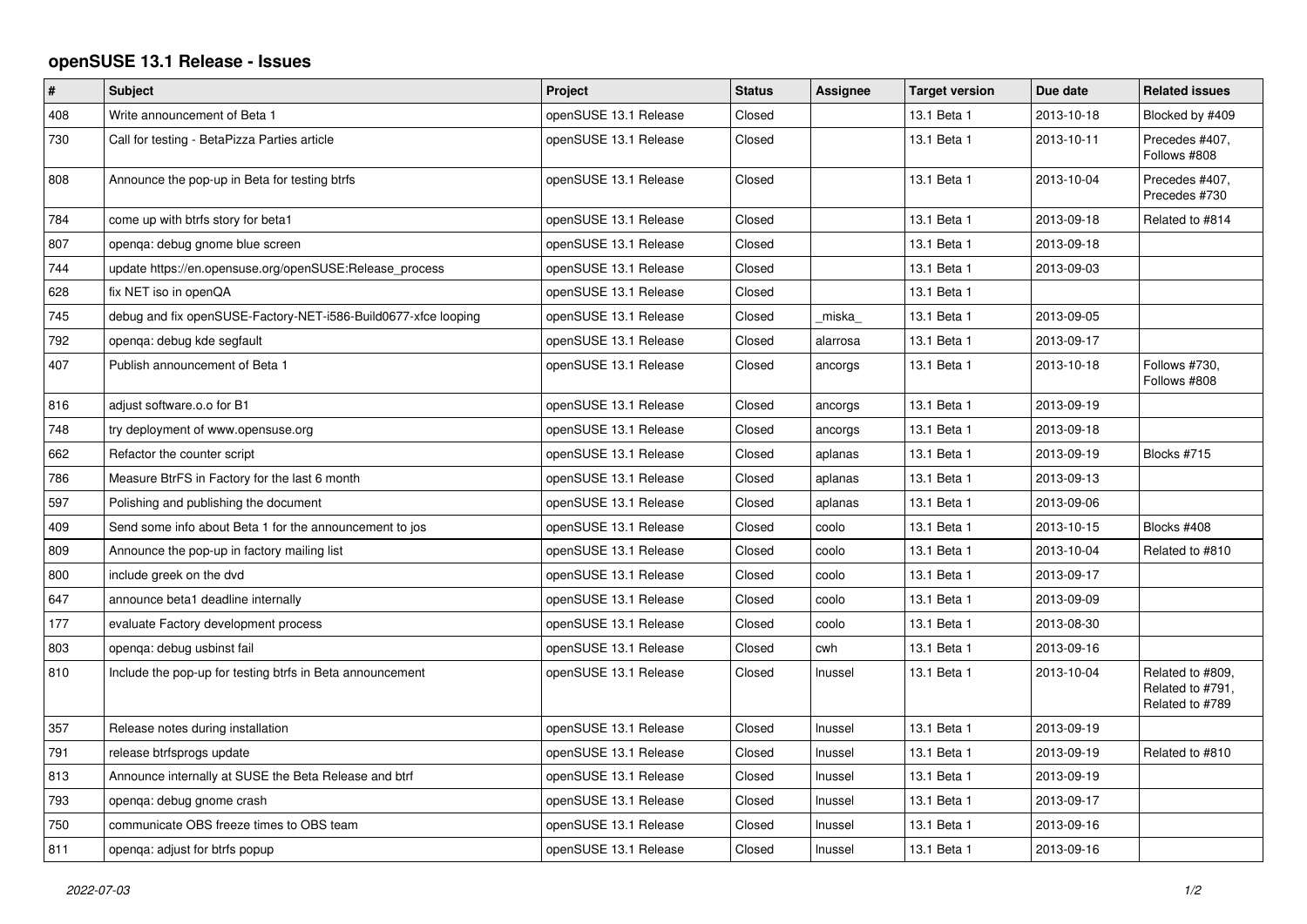# openSUSE 13.1 Release - Issues

| # | Subject | Project | Status | Assignee | Target version | Due date | Related issues |
|---|---|---|---|---|---|---|---|
| 408 | Write announcement of Beta 1 | openSUSE 13.1 Release | Closed | | 13.1 Beta 1 | 2013-10-18 | Blocked by #409 |
| 730 | Call for testing - BetaPizza Parties article | openSUSE 13.1 Release | Closed | | 13.1 Beta 1 | 2013-10-11 | Precedes #407, Follows #808 |
| 808 | Announce the pop-up in Beta for testing btrfs | openSUSE 13.1 Release | Closed | | 13.1 Beta 1 | 2013-10-04 | Precedes #407, Precedes #730 |
| 784 | come up with btrfs story for beta1 | openSUSE 13.1 Release | Closed | | 13.1 Beta 1 | 2013-09-18 | Related to #814 |
| 807 | openqa: debug gnome blue screen | openSUSE 13.1 Release | Closed | | 13.1 Beta 1 | 2013-09-18 | |
| 744 | update https://en.opensuse.org/openSUSE:Release_process | openSUSE 13.1 Release | Closed | | 13.1 Beta 1 | 2013-09-03 | |
| 628 | fix NET iso in openQA | openSUSE 13.1 Release | Closed | | 13.1 Beta 1 | | |
| 745 | debug and fix openSUSE-Factory-NET-i586-Build0677-xfce looping | openSUSE 13.1 Release | Closed | _miska_ | 13.1 Beta 1 | 2013-09-05 | |
| 792 | openqa: debug kde segfault | openSUSE 13.1 Release | Closed | alarrosa | 13.1 Beta 1 | 2013-09-17 | |
| 407 | Publish announcement of Beta 1 | openSUSE 13.1 Release | Closed | ancorgs | 13.1 Beta 1 | 2013-10-18 | Follows #730, Follows #808 |
| 816 | adjust software.o.o for B1 | openSUSE 13.1 Release | Closed | ancorgs | 13.1 Beta 1 | 2013-09-19 | |
| 748 | try deployment of www.opensuse.org | openSUSE 13.1 Release | Closed | ancorgs | 13.1 Beta 1 | 2013-09-18 | |
| 662 | Refactor the counter script | openSUSE 13.1 Release | Closed | aplanas | 13.1 Beta 1 | 2013-09-19 | Blocks #715 |
| 786 | Measure BtrFS in Factory for the last 6 month | openSUSE 13.1 Release | Closed | aplanas | 13.1 Beta 1 | 2013-09-13 | |
| 597 | Polishing and publishing the document | openSUSE 13.1 Release | Closed | aplanas | 13.1 Beta 1 | 2013-09-06 | |
| 409 | Send some info about Beta 1 for the announcement to jos | openSUSE 13.1 Release | Closed | coolo | 13.1 Beta 1 | 2013-10-15 | Blocks #408 |
| 809 | Announce the pop-up in factory mailing list | openSUSE 13.1 Release | Closed | coolo | 13.1 Beta 1 | 2013-10-04 | Related to #810 |
| 800 | include greek on the dvd | openSUSE 13.1 Release | Closed | coolo | 13.1 Beta 1 | 2013-09-17 | |
| 647 | announce beta1 deadline internally | openSUSE 13.1 Release | Closed | coolo | 13.1 Beta 1 | 2013-09-09 | |
| 177 | evaluate Factory development process | openSUSE 13.1 Release | Closed | coolo | 13.1 Beta 1 | 2013-08-30 | |
| 803 | openqa: debug usbinst fail | openSUSE 13.1 Release | Closed | cwh | 13.1 Beta 1 | 2013-09-16 | |
| 810 | Include the pop-up for testing btrfs in Beta announcement | openSUSE 13.1 Release | Closed | lnussel | 13.1 Beta 1 | 2013-10-04 | Related to #809, Related to #791, Related to #789 |
| 357 | Release notes during installation | openSUSE 13.1 Release | Closed | lnussel | 13.1 Beta 1 | 2013-09-19 | |
| 791 | release btrfsprogs update | openSUSE 13.1 Release | Closed | lnussel | 13.1 Beta 1 | 2013-09-19 | Related to #810 |
| 813 | Announce internally at SUSE the Beta Release and btrf | openSUSE 13.1 Release | Closed | lnussel | 13.1 Beta 1 | 2013-09-19 | |
| 793 | openqa: debug gnome crash | openSUSE 13.1 Release | Closed | lnussel | 13.1 Beta 1 | 2013-09-17 | |
| 750 | communicate OBS freeze times to OBS team | openSUSE 13.1 Release | Closed | lnussel | 13.1 Beta 1 | 2013-09-16 | |
| 811 | openqa: adjust for btrfs popup | openSUSE 13.1 Release | Closed | lnussel | 13.1 Beta 1 | 2013-09-16 | |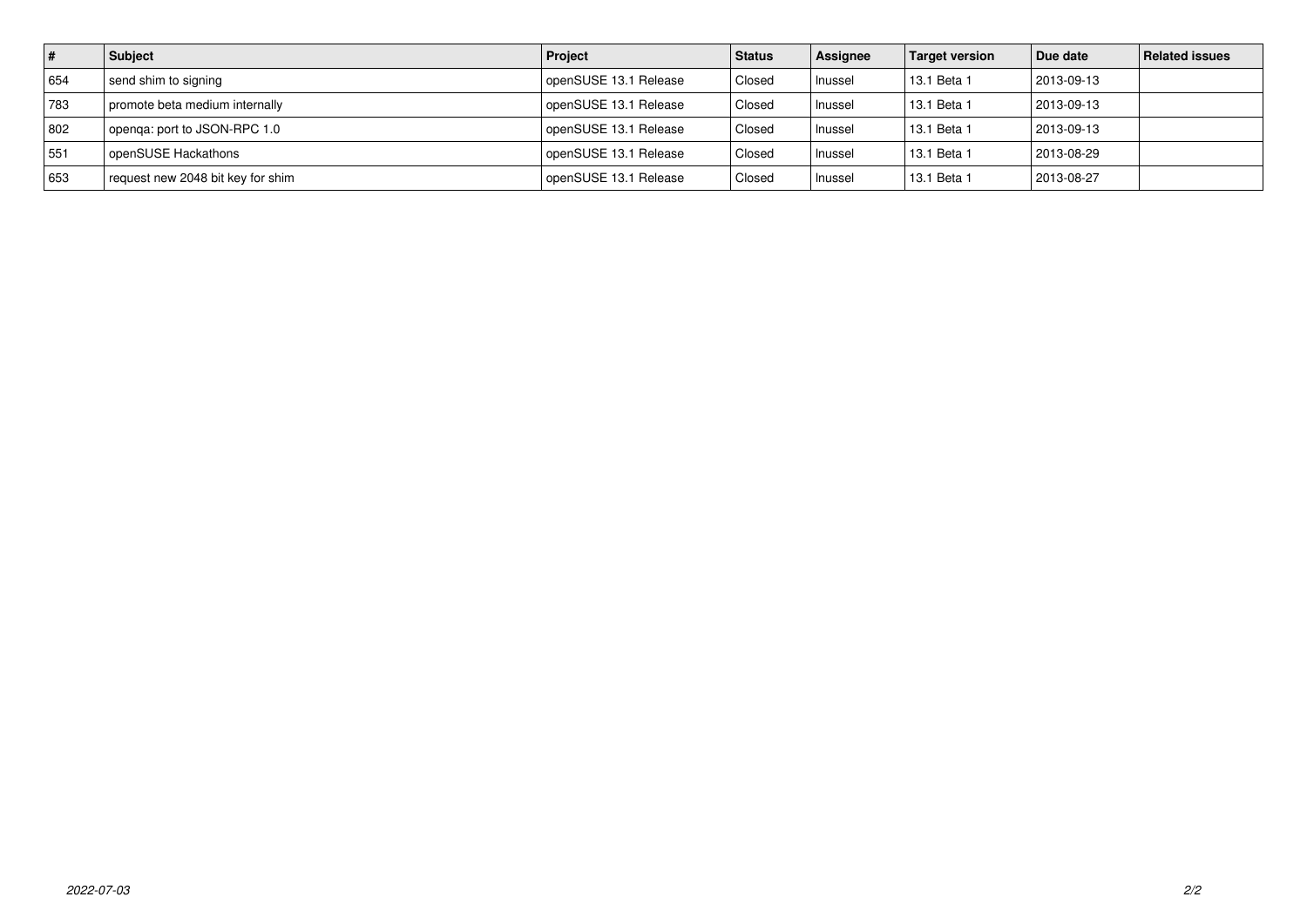| # | Subject | Project | Status | Assignee | Target version | Due date | Related issues |
|---|---|---|---|---|---|---|---|
| 654 | send shim to signing | openSUSE 13.1 Release | Closed | lnussel | 13.1 Beta 1 | 2013-09-13 | |
| 783 | promote beta medium internally | openSUSE 13.1 Release | Closed | lnussel | 13.1 Beta 1 | 2013-09-13 | |
| 802 | openqa: port to JSON-RPC 1.0 | openSUSE 13.1 Release | Closed | lnussel | 13.1 Beta 1 | 2013-09-13 | |
| 551 | openSUSE Hackathons | openSUSE 13.1 Release | Closed | lnussel | 13.1 Beta 1 | 2013-08-29 | |
| 653 | request new 2048 bit key for shim | openSUSE 13.1 Release | Closed | lnussel | 13.1 Beta 1 | 2013-08-27 | |